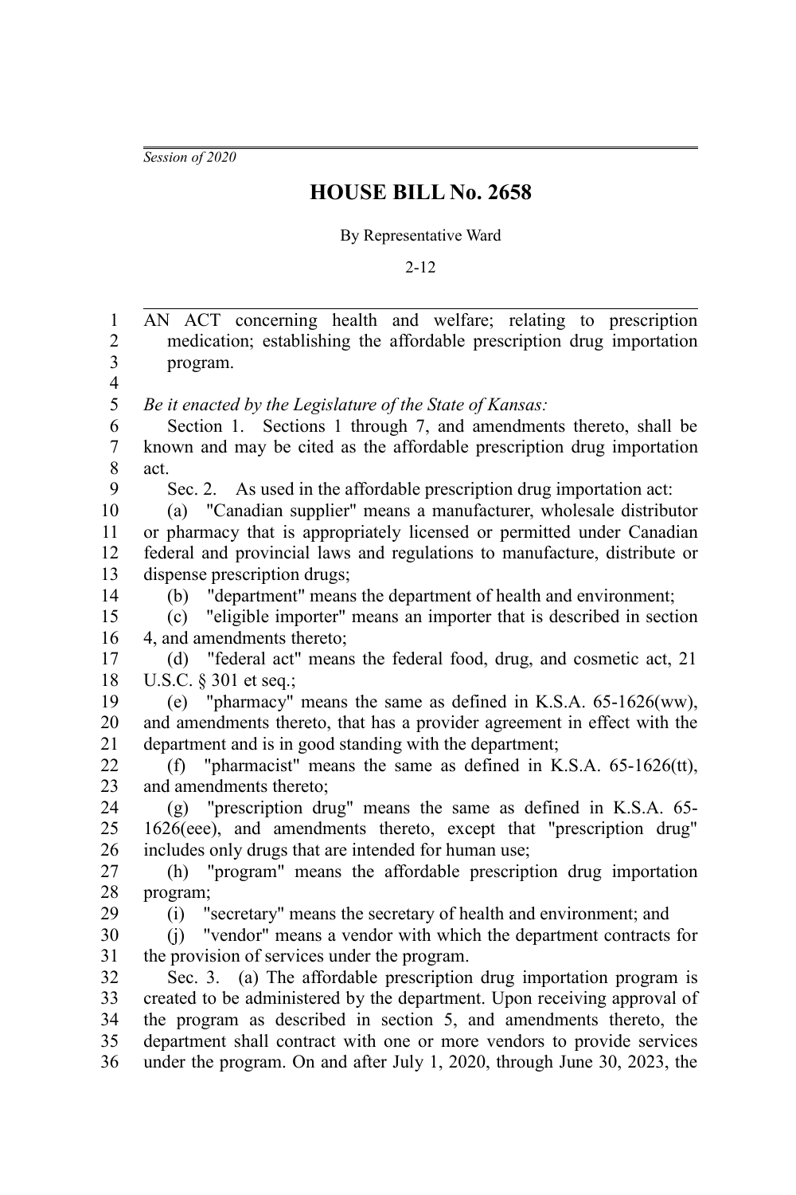*Session of 2020*

# HOUSE BILL No. 2658

By Representative Ward

2-12

AN ACT concerning health and welfare; relating to prescription medication; establishing the affordable prescription drug importation program.

*Be it enacted by the Legislature of the State of Kansas:*

Section 1. Sections 1 through 7, and amendments thereto, shall be known and may be cited as the affordable prescription drug importation act.

Sec. 2. As used in the affordable prescription drug importation act:

(a) "Canadian supplier" means a manufacturer, wholesale distributor or pharmacy that is appropriately licensed or permitted under Canadian federal and provincial laws and regulations to manufacture, distribute or dispense prescription drugs;

(b) "department" means the department of health and environment;

(c) "eligible importer" means an importer that is described in section 4, and amendments thereto;

(d) "federal act" means the federal food, drug, and cosmetic act, 21 U.S.C. § 301 et seq.;

(e) "pharmacy" means the same as defined in K.S.A. 65-1626(ww), and amendments thereto, that has a provider agreement in effect with the department and is in good standing with the department;

(f) "pharmacist" means the same as defined in K.S.A. 65-1626(tt), and amendments thereto;

(g) "prescription drug" means the same as defined in K.S.A. 65-1626(eee), and amendments thereto, except that "prescription drug" includes only drugs that are intended for human use;

(h) "program" means the affordable prescription drug importation program;

(i) "secretary" means the secretary of health and environment; and

(j) "vendor" means a vendor with which the department contracts for the provision of services under the program.

Sec. 3. (a) The affordable prescription drug importation program is created to be administered by the department. Upon receiving approval of the program as described in section 5, and amendments thereto, the department shall contract with one or more vendors to provide services under the program. On and after July 1, 2020, through June 30, 2023, the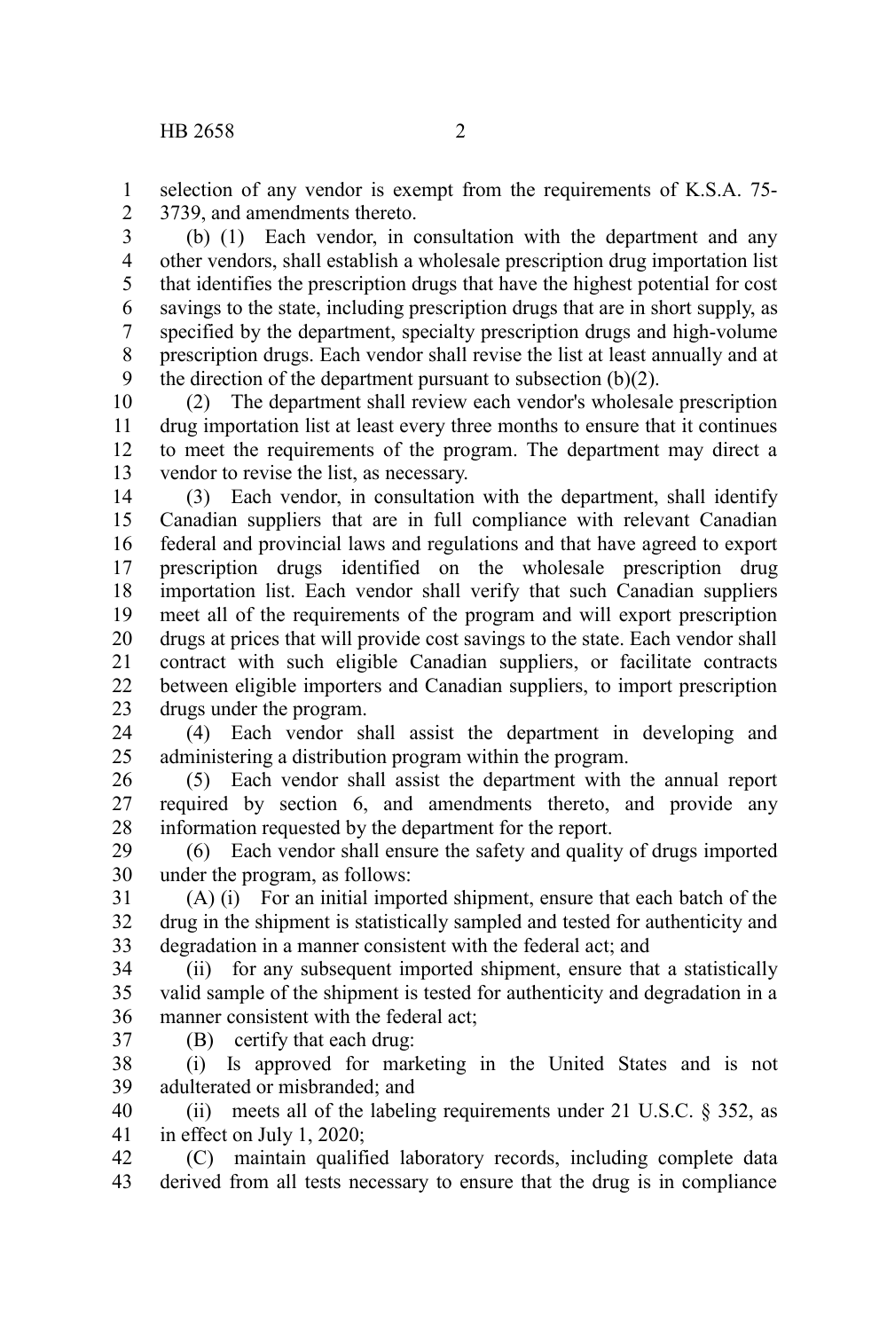selection of any vendor is exempt from the requirements of K.S.A. 75-3739, and amendments thereto.

(b) (1) Each vendor, in consultation with the department and any other vendors, shall establish a wholesale prescription drug importation list that identifies the prescription drugs that have the highest potential for cost savings to the state, including prescription drugs that are in short supply, as specified by the department, specialty prescription drugs and high-volume prescription drugs. Each vendor shall revise the list at least annually and at the direction of the department pursuant to subsection (b)(2).

(2) The department shall review each vendor's wholesale prescription drug importation list at least every three months to ensure that it continues to meet the requirements of the program. The department may direct a vendor to revise the list, as necessary.

(3) Each vendor, in consultation with the department, shall identify Canadian suppliers that are in full compliance with relevant Canadian federal and provincial laws and regulations and that have agreed to export prescription drugs identified on the wholesale prescription drug importation list. Each vendor shall verify that such Canadian suppliers meet all of the requirements of the program and will export prescription drugs at prices that will provide cost savings to the state. Each vendor shall contract with such eligible Canadian suppliers, or facilitate contracts between eligible importers and Canadian suppliers, to import prescription drugs under the program.

(4) Each vendor shall assist the department in developing and administering a distribution program within the program.

(5) Each vendor shall assist the department with the annual report required by section 6, and amendments thereto, and provide any information requested by the department for the report.

(6) Each vendor shall ensure the safety and quality of drugs imported under the program, as follows:

(A) (i) For an initial imported shipment, ensure that each batch of the drug in the shipment is statistically sampled and tested for authenticity and degradation in a manner consistent with the federal act; and

(ii) for any subsequent imported shipment, ensure that a statistically valid sample of the shipment is tested for authenticity and degradation in a manner consistent with the federal act;

(B) certify that each drug:

(i) Is approved for marketing in the United States and is not adulterated or misbranded; and

(ii) meets all of the labeling requirements under 21 U.S.C. § 352, as in effect on July 1, 2020;

(C) maintain qualified laboratory records, including complete data derived from all tests necessary to ensure that the drug is in compliance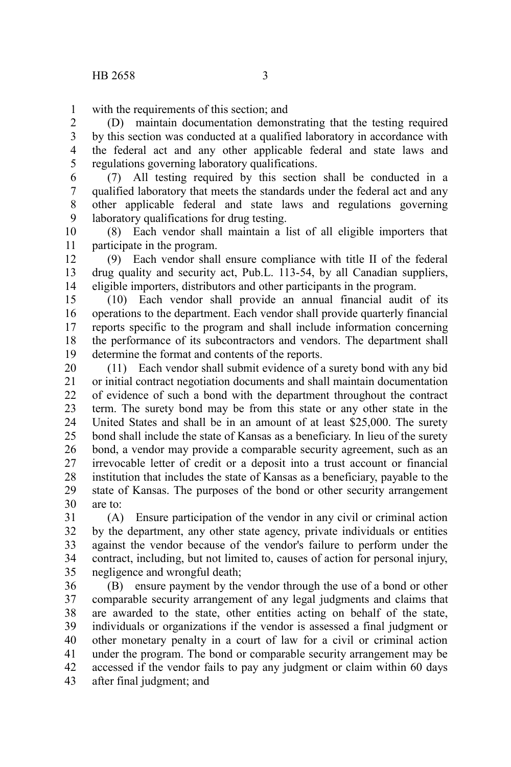with the requirements of this section; and

(D) maintain documentation demonstrating that the testing required by this section was conducted at a qualified laboratory in accordance with the federal act and any other applicable federal and state laws and regulations governing laboratory qualifications.

(7) All testing required by this section shall be conducted in a qualified laboratory that meets the standards under the federal act and any other applicable federal and state laws and regulations governing laboratory qualifications for drug testing.

(8) Each vendor shall maintain a list of all eligible importers that participate in the program.

(9) Each vendor shall ensure compliance with title II of the federal drug quality and security act, Pub.L. 113-54, by all Canadian suppliers, eligible importers, distributors and other participants in the program.

(10) Each vendor shall provide an annual financial audit of its operations to the department. Each vendor shall provide quarterly financial reports specific to the program and shall include information concerning the performance of its subcontractors and vendors. The department shall determine the format and contents of the reports.

(11) Each vendor shall submit evidence of a surety bond with any bid or initial contract negotiation documents and shall maintain documentation of evidence of such a bond with the department throughout the contract term. The surety bond may be from this state or any other state in the United States and shall be in an amount of at least $25,000. The surety bond shall include the state of Kansas as a beneficiary. In lieu of the surety bond, a vendor may provide a comparable security agreement, such as an irrevocable letter of credit or a deposit into a trust account or financial institution that includes the state of Kansas as a beneficiary, payable to the state of Kansas. The purposes of the bond or other security arrangement are to:

(A) Ensure participation of the vendor in any civil or criminal action by the department, any other state agency, private individuals or entities against the vendor because of the vendor's failure to perform under the contract, including, but not limited to, causes of action for personal injury, negligence and wrongful death;

(B) ensure payment by the vendor through the use of a bond or other comparable security arrangement of any legal judgments and claims that are awarded to the state, other entities acting on behalf of the state, individuals or organizations if the vendor is assessed a final judgment or other monetary penalty in a court of law for a civil or criminal action under the program. The bond or comparable security arrangement may be accessed if the vendor fails to pay any judgment or claim within 60 days after final judgment; and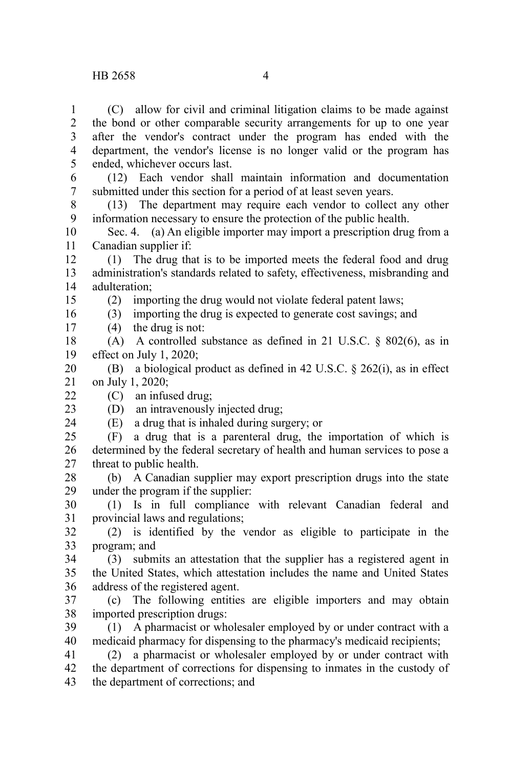(C) allow for civil and criminal litigation claims to be made against the bond or other comparable security arrangements for up to one year after the vendor's contract under the program has ended with the department, the vendor's license is no longer valid or the program has ended, whichever occurs last.

(12) Each vendor shall maintain information and documentation submitted under this section for a period of at least seven years.

(13) The department may require each vendor to collect any other information necessary to ensure the protection of the public health.

Sec. 4. (a) An eligible importer may import a prescription drug from a Canadian supplier if:

(1) The drug that is to be imported meets the federal food and drug administration's standards related to safety, effectiveness, misbranding and adulteration;

(2) importing the drug would not violate federal patent laws;

(3) importing the drug is expected to generate cost savings; and

(4) the drug is not:

(A) A controlled substance as defined in 21 U.S.C. § 802(6), as in effect on July 1, 2020;

(B) a biological product as defined in 42 U.S.C. § 262(i), as in effect on July 1, 2020;

(C) an infused drug;

(D) an intravenously injected drug;

(E) a drug that is inhaled during surgery; or

(F) a drug that is a parenteral drug, the importation of which is determined by the federal secretary of health and human services to pose a threat to public health.

(b) A Canadian supplier may export prescription drugs into the state under the program if the supplier:

(1) Is in full compliance with relevant Canadian federal and provincial laws and regulations;

(2) is identified by the vendor as eligible to participate in the program; and

(3) submits an attestation that the supplier has a registered agent in the United States, which attestation includes the name and United States address of the registered agent.

(c) The following entities are eligible importers and may obtain imported prescription drugs:

(1) A pharmacist or wholesaler employed by or under contract with a medicaid pharmacy for dispensing to the pharmacy's medicaid recipients;

(2) a pharmacist or wholesaler employed by or under contract with the department of corrections for dispensing to inmates in the custody of the department of corrections; and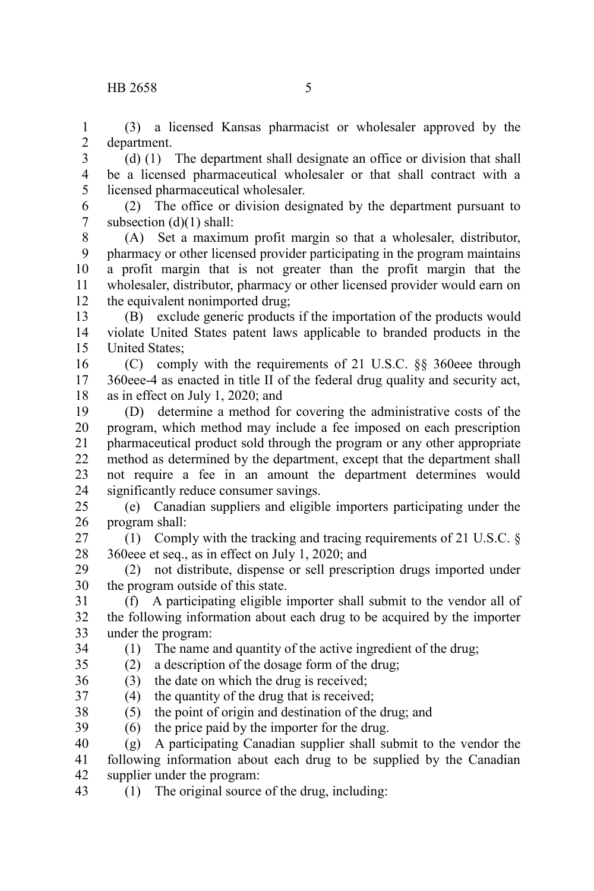(3) a licensed Kansas pharmacist or wholesaler approved by the department.

(d) (1) The department shall designate an office or division that shall be a licensed pharmaceutical wholesaler or that shall contract with a licensed pharmaceutical wholesaler.

(2) The office or division designated by the department pursuant to subsection (d)(1) shall:

(A) Set a maximum profit margin so that a wholesaler, distributor, pharmacy or other licensed provider participating in the program maintains a profit margin that is not greater than the profit margin that the wholesaler, distributor, pharmacy or other licensed provider would earn on the equivalent nonimported drug;

(B) exclude generic products if the importation of the products would violate United States patent laws applicable to branded products in the United States;

(C) comply with the requirements of 21 U.S.C. §§ 360eee through 360eee-4 as enacted in title II of the federal drug quality and security act, as in effect on July 1, 2020; and

(D) determine a method for covering the administrative costs of the program, which method may include a fee imposed on each prescription pharmaceutical product sold through the program or any other appropriate method as determined by the department, except that the department shall not require a fee in an amount the department determines would significantly reduce consumer savings.

(e) Canadian suppliers and eligible importers participating under the program shall:

(1) Comply with the tracking and tracing requirements of 21 U.S.C. § 360eee et seq., as in effect on July 1, 2020; and

(2) not distribute, dispense or sell prescription drugs imported under the program outside of this state.

(f) A participating eligible importer shall submit to the vendor all of the following information about each drug to be acquired by the importer under the program:

(1) The name and quantity of the active ingredient of the drug;

(2) a description of the dosage form of the drug;

(3) the date on which the drug is received;

(4) the quantity of the drug that is received;

(5) the point of origin and destination of the drug; and

(6) the price paid by the importer for the drug.

(g) A participating Canadian supplier shall submit to the vendor the following information about each drug to be supplied by the Canadian supplier under the program:

(1) The original source of the drug, including: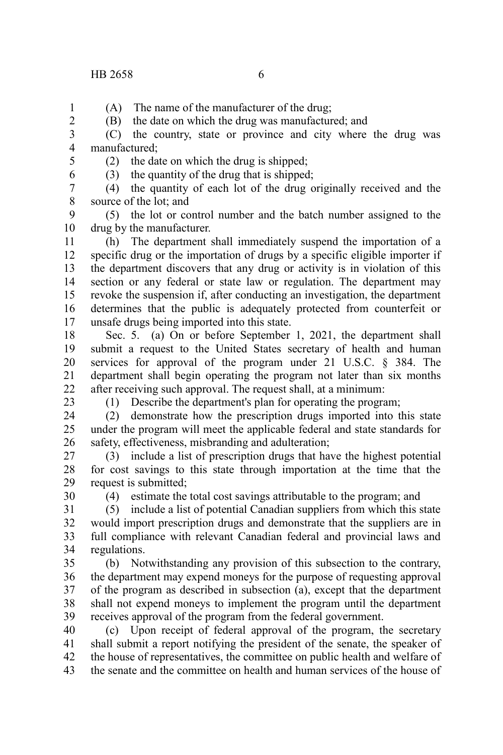(A) The name of the manufacturer of the drug;

(B) the date on which the drug was manufactured; and

(C) the country, state or province and city where the drug was manufactured;

(2) the date on which the drug is shipped;

(3) the quantity of the drug that is shipped;

(4) the quantity of each lot of the drug originally received and the source of the lot; and

(5) the lot or control number and the batch number assigned to the drug by the manufacturer.

(h) The department shall immediately suspend the importation of a specific drug or the importation of drugs by a specific eligible importer if the department discovers that any drug or activity is in violation of this section or any federal or state law or regulation. The department may revoke the suspension if, after conducting an investigation, the department determines that the public is adequately protected from counterfeit or unsafe drugs being imported into this state.

Sec. 5. (a) On or before September 1, 2021, the department shall submit a request to the United States secretary of health and human services for approval of the program under 21 U.S.C. § 384. The department shall begin operating the program not later than six months after receiving such approval. The request shall, at a minimum:

(1) Describe the department's plan for operating the program;

(2) demonstrate how the prescription drugs imported into this state under the program will meet the applicable federal and state standards for safety, effectiveness, misbranding and adulteration;

(3) include a list of prescription drugs that have the highest potential for cost savings to this state through importation at the time that the request is submitted;

(4) estimate the total cost savings attributable to the program; and

(5) include a list of potential Canadian suppliers from which this state would import prescription drugs and demonstrate that the suppliers are in full compliance with relevant Canadian federal and provincial laws and regulations.

(b) Notwithstanding any provision of this subsection to the contrary, the department may expend moneys for the purpose of requesting approval of the program as described in subsection (a), except that the department shall not expend moneys to implement the program until the department receives approval of the program from the federal government.

(c) Upon receipt of federal approval of the program, the secretary shall submit a report notifying the president of the senate, the speaker of the house of representatives, the committee on public health and welfare of the senate and the committee on health and human services of the house of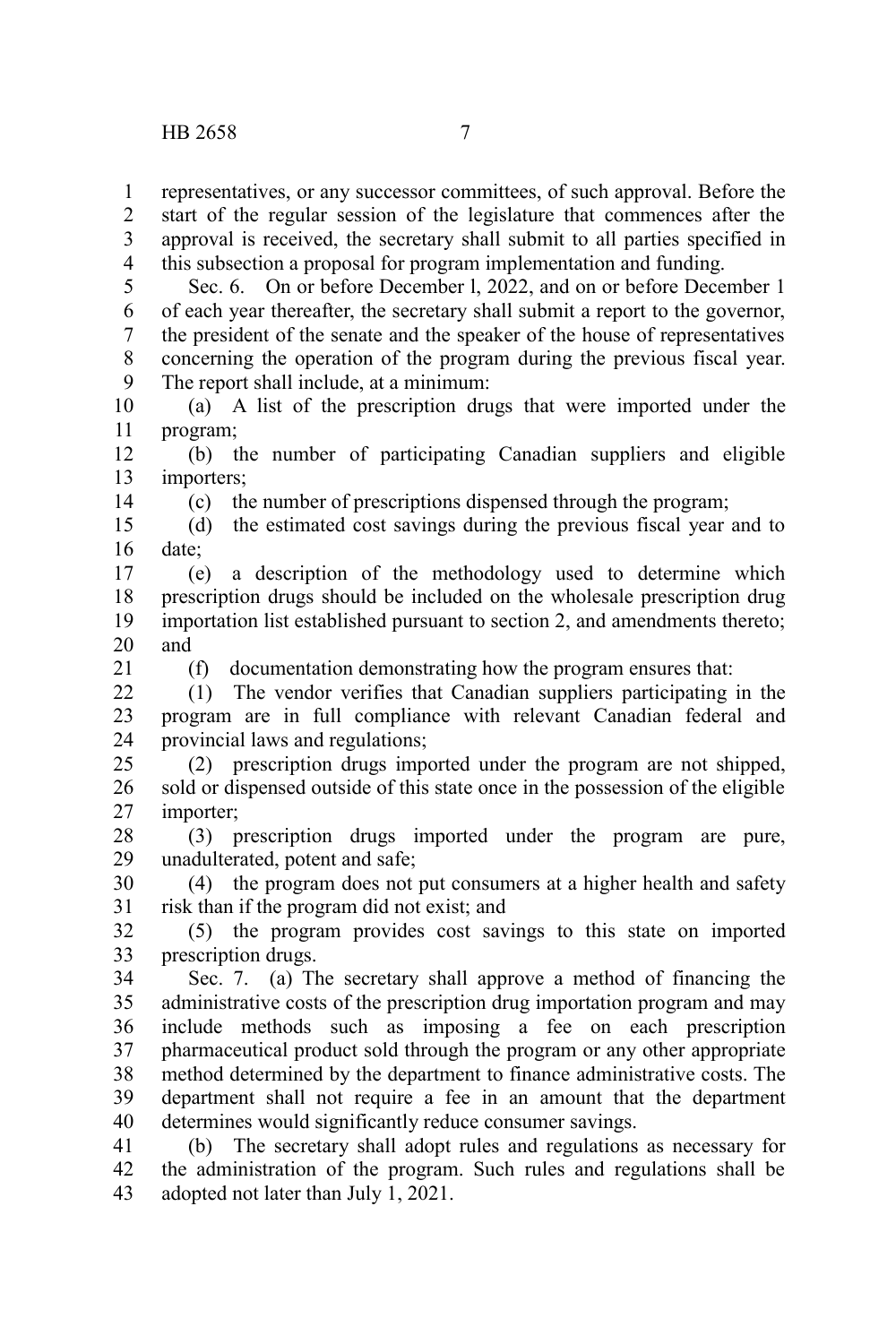representatives, or any successor committees, of such approval. Before the start of the regular session of the legislature that commences after the approval is received, the secretary shall submit to all parties specified in this subsection a proposal for program implementation and funding.

Sec. 6. On or before December l, 2022, and on or before December 1 of each year thereafter, the secretary shall submit a report to the governor, the president of the senate and the speaker of the house of representatives concerning the operation of the program during the previous fiscal year. The report shall include, at a minimum:

(a) A list of the prescription drugs that were imported under the program;

(b) the number of participating Canadian suppliers and eligible importers;

(c) the number of prescriptions dispensed through the program;

(d) the estimated cost savings during the previous fiscal year and to date;

(e) a description of the methodology used to determine which prescription drugs should be included on the wholesale prescription drug importation list established pursuant to section 2, and amendments thereto; and

(f) documentation demonstrating how the program ensures that:

(1) The vendor verifies that Canadian suppliers participating in the program are in full compliance with relevant Canadian federal and provincial laws and regulations;

(2) prescription drugs imported under the program are not shipped, sold or dispensed outside of this state once in the possession of the eligible importer;

(3) prescription drugs imported under the program are pure, unadulterated, potent and safe;

(4) the program does not put consumers at a higher health and safety risk than if the program did not exist; and

(5) the program provides cost savings to this state on imported prescription drugs.

Sec. 7. (a) The secretary shall approve a method of financing the administrative costs of the prescription drug importation program and may include methods such as imposing a fee on each prescription pharmaceutical product sold through the program or any other appropriate method determined by the department to finance administrative costs. The department shall not require a fee in an amount that the department determines would significantly reduce consumer savings.

(b) The secretary shall adopt rules and regulations as necessary for the administration of the program. Such rules and regulations shall be adopted not later than July 1, 2021.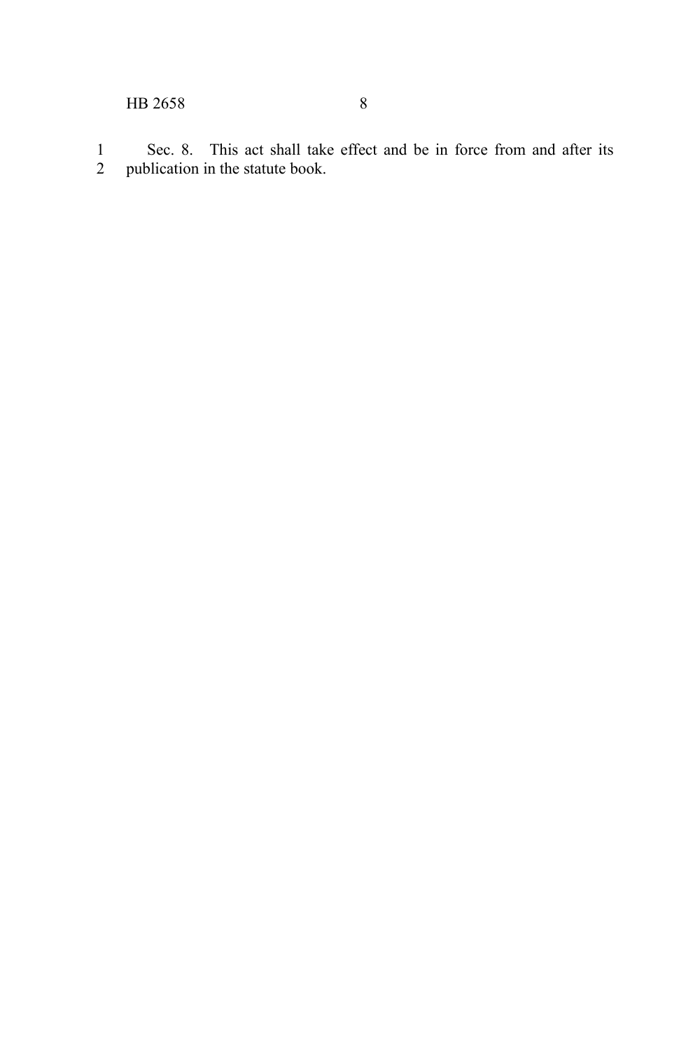Sec. 8. This act shall take effect and be in force from and after its publication in the statute book.